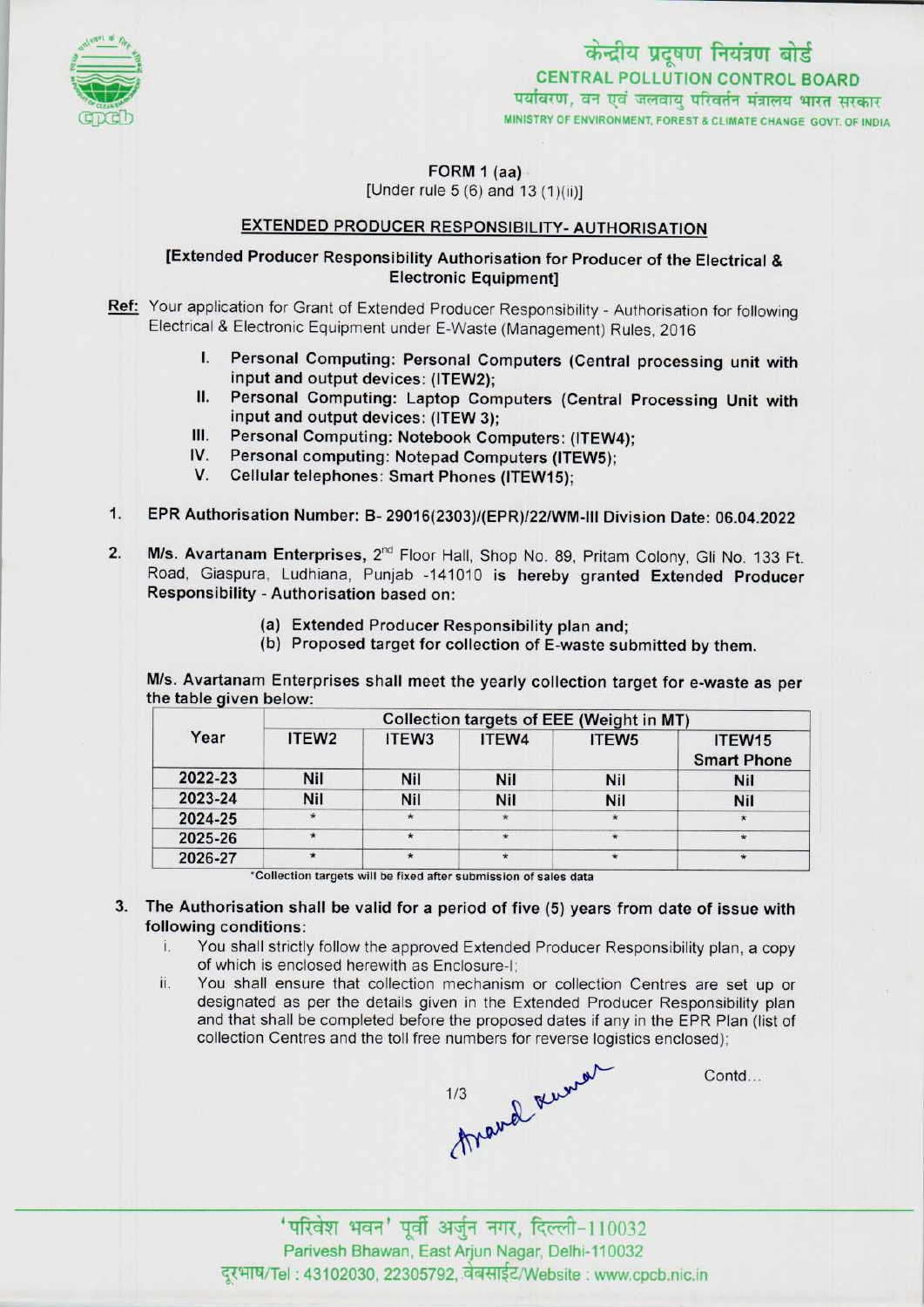केन्द्रीय प्रदूषण नियंत्रण बोर्ड
**CENTRAL POLLUTION CONTROL BOARD**
पर्यावरण, वन एवं जलवायु परिवर्तन मंत्रालय भारत सरकार
MINISTRY OF ENVIRONMENT, FOREST & CLIMATE CHANGE GOVT. OF INDIA

**FORM 1 (aa)**
[Under rule 5 (6) and 13 (1)(ii)]

## EXTENDED PRODUCER RESPONSIBILITY- AUTHORISATION

**[Extended Producer Responsibility Authorisation for Producer of the Electrical & Electronic Equipment]**

**Ref:** Your application for Grant of Extended Producer Responsibility - Authorisation for following Electrical & Electronic Equipment under E-Waste (Management) Rules, 2016

I. **Personal Computing: Personal Computers (Central processing unit with input and output devices: (ITEW2);**
II. **Personal Computing: Laptop Computers (Central Processing Unit with input and output devices: (ITEW 3);**
III. **Personal Computing: Notebook Computers: (ITEW4);**
IV. **Personal computing: Notepad Computers (ITEW5);**
V. **Cellular telephones: Smart Phones (ITEW15);**

1. **EPR Authorisation Number: B- 29016(2303)/(EPR)/22/WM-III Division Date: 06.04.2022**

2. **M/s. Avartanam Enterprises,** 2nd Floor Hall, Shop No. 89, Pritam Colony, Gli No. 133 Ft. Road, Giaspura, Ludhiana, Punjab -141010 is **hereby granted Extended Producer Responsibility** - Authorisation based on:

   (a) Extended Producer Responsibility plan and;
   (b) Proposed target for collection of E-waste submitted by them.

   M/s. Avartanam Enterprises shall meet the yearly collection target for e-waste as per the table given below:

| Year | Collection targets of EEE (Weight in MT) | | | | |
|---|---|---|---|---|---|
| | ITEW2 | ITEW3 | ITEW4 | ITEW5 | ITEW15 Smart Phone |
| 2022-23 | Nil | Nil | Nil | Nil | Nil |
| 2023-24 | Nil | Nil | Nil | Nil | Nil |
| 2024-25 | * | * | * | * | * |
| 2025-26 | * | * | * | * | * |
| 2026-27 | * | * | * | * | * |

*Collection targets will be fixed after submission of sales data

3. **The Authorisation shall be valid for a period of five (5) years from date of issue with following conditions:**

   i. You shall strictly follow the approved Extended Producer Responsibility plan, a copy of which is enclosed herewith as Enclosure-I;
   ii. You shall ensure that collection mechanism or collection Centres are set up or designated as per the details given in the Extended Producer Responsibility plan and that shall be completed before the proposed dates if any in the EPR Plan (list of collection Centres and the toll free numbers for reverse logistics enclosed);

Contd...

'परिवेश भवन' पूर्वी अर्जुन नगर, दिल्ली-110032
Parivesh Bhawan, East Arjun Nagar, Delhi-110032
दूरभाष/Tel : 43102030, 22305792, वेबसाईट/Website : www.cpcb.nic.in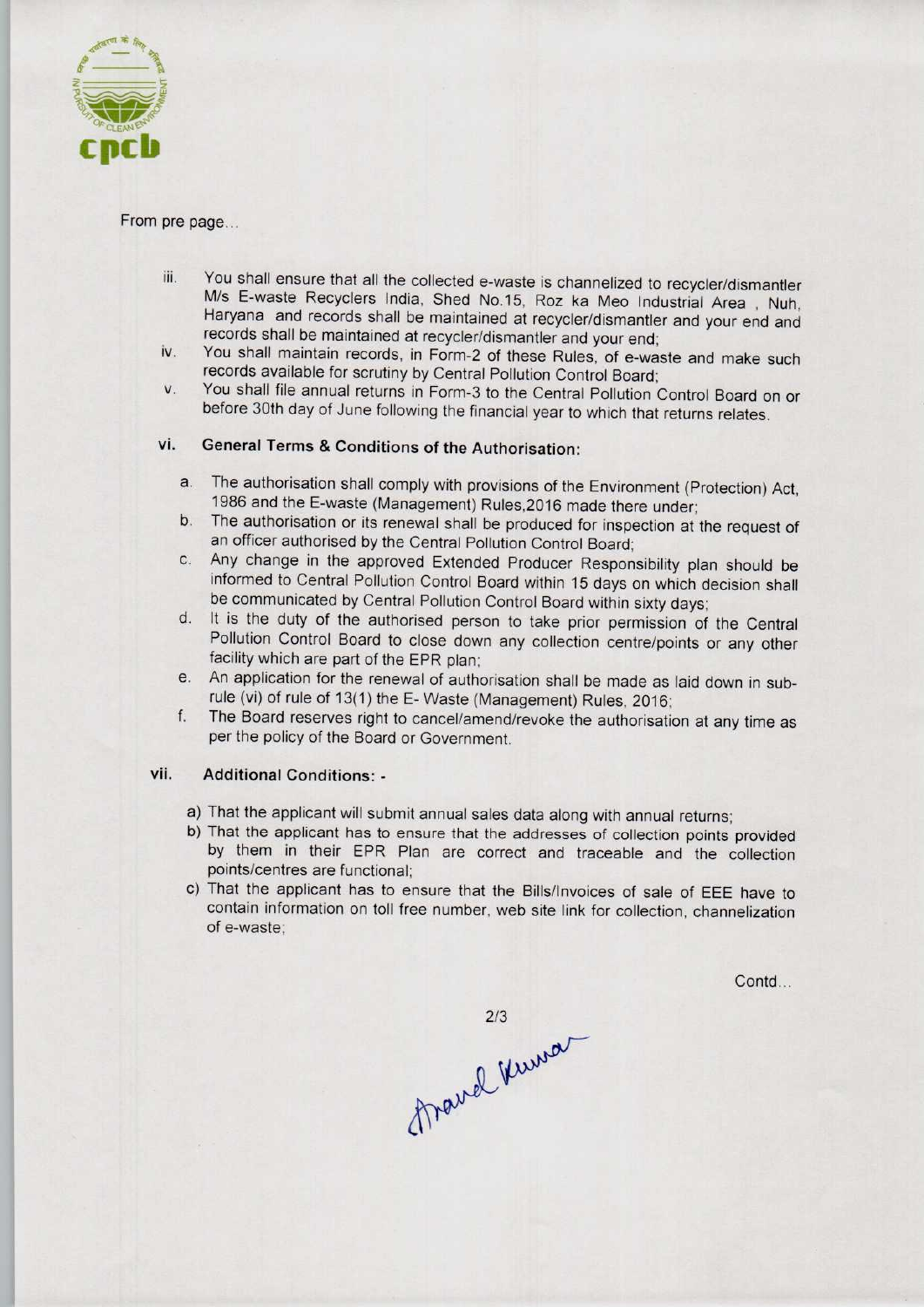From pre page...

iii. You shall ensure that all the collected e-waste is channelized to recycler/dismantler M/s E-waste Recyclers India, Shed No.15, Roz ka Meo Industrial Area , Nuh, Haryana and records shall be maintained at recycler/dismantler and your end and records shall be maintained at recycler/dismantler and your end;

iv. You shall maintain records, in Form-2 of these Rules, of e-waste and make such records available for scrutiny by Central Pollution Control Board;

v. You shall file annual returns in Form-3 to the Central Pollution Control Board on or before 30th day of June following the financial year to which that returns relates.

### vi. General Terms & Conditions of the Authorisation:

a. The authorisation shall comply with provisions of the Environment (Protection) Act, 1986 and the E-waste (Management) Rules,2016 made there under;

b. The authorisation or its renewal shall be produced for inspection at the request of an officer authorised by the Central Pollution Control Board;

c. Any change in the approved Extended Producer Responsibility plan should be informed to Central Pollution Control Board within 15 days on which decision shall be communicated by Central Pollution Control Board within sixty days;

d. It is the duty of the authorised person to take prior permission of the Central Pollution Control Board to close down any collection centre/points or any other facility which are part of the EPR plan;

e. An application for the renewal of authorisation shall be made as laid down in sub-rule (vi) of rule of 13(1) the E- Waste (Management) Rules, 2016;

f. The Board reserves right to cancel/amend/revoke the authorisation at any time as per the policy of the Board or Government.

### vii. Additional Conditions: -

a) That the applicant will submit annual sales data along with annual returns;

b) That the applicant has to ensure that the addresses of collection points provided by them in their EPR Plan are correct and traceable and the collection points/centres are functional;

c) That the applicant has to ensure that the Bills/Invoices of sale of EEE have to contain information on toll free number, web site link for collection, channelization of e-waste;

Contd...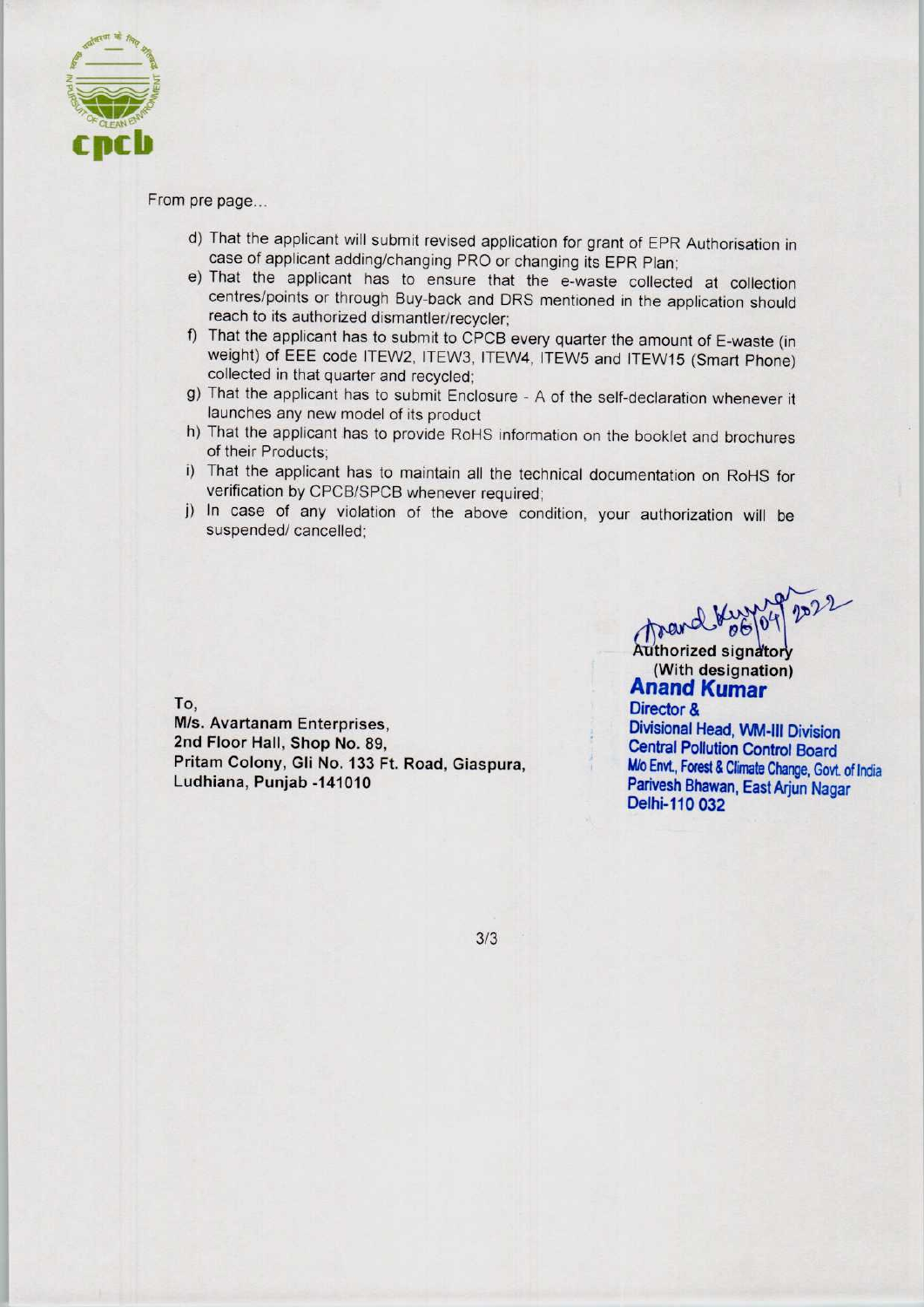From pre page...

d) That the applicant will submit revised application for grant of EPR Authorisation in case of applicant adding/changing PRO or changing its EPR Plan;

e) That the applicant has to ensure that the e-waste collected at collection centres/points or through Buy-back and DRS mentioned in the application should reach to its authorized dismantler/recycler;

f) That the applicant has to submit to CPCB every quarter the amount of E-waste (in weight) of EEE code ITEW2, ITEW3, ITEW4, ITEW5 and ITEW15 (Smart Phone) collected in that quarter and recycled;

g) That the applicant has to submit Enclosure - A of the self-declaration whenever it launches any new model of its product

h) That the applicant has to provide RoHS information on the booklet and brochures of their Products;

i) That the applicant has to maintain all the technical documentation on RoHS for verification by CPCB/SPCB whenever required;

j) In case of any violation of the above condition, your authorization will be suspended/ cancelled;

Anand Kumar 06/04/2022

Authorized signatory
(With designation)

**Anand Kumar**
**Director &**
**Divisional Head, WM-III Division**
**Central Pollution Control Board**
**M/o Envt., Forest & Climate Change, Govt. of India**
**Parivesh Bhawan, East Arjun Nagar**
**Delhi-110 032**

To,
**M/s. Avartanam Enterprises,**
**2nd Floor Hall, Shop No. 89,**
**Pritam Colony, Gli No. 133 Ft. Road, Giaspura,**
**Ludhiana, Punjab -141010**